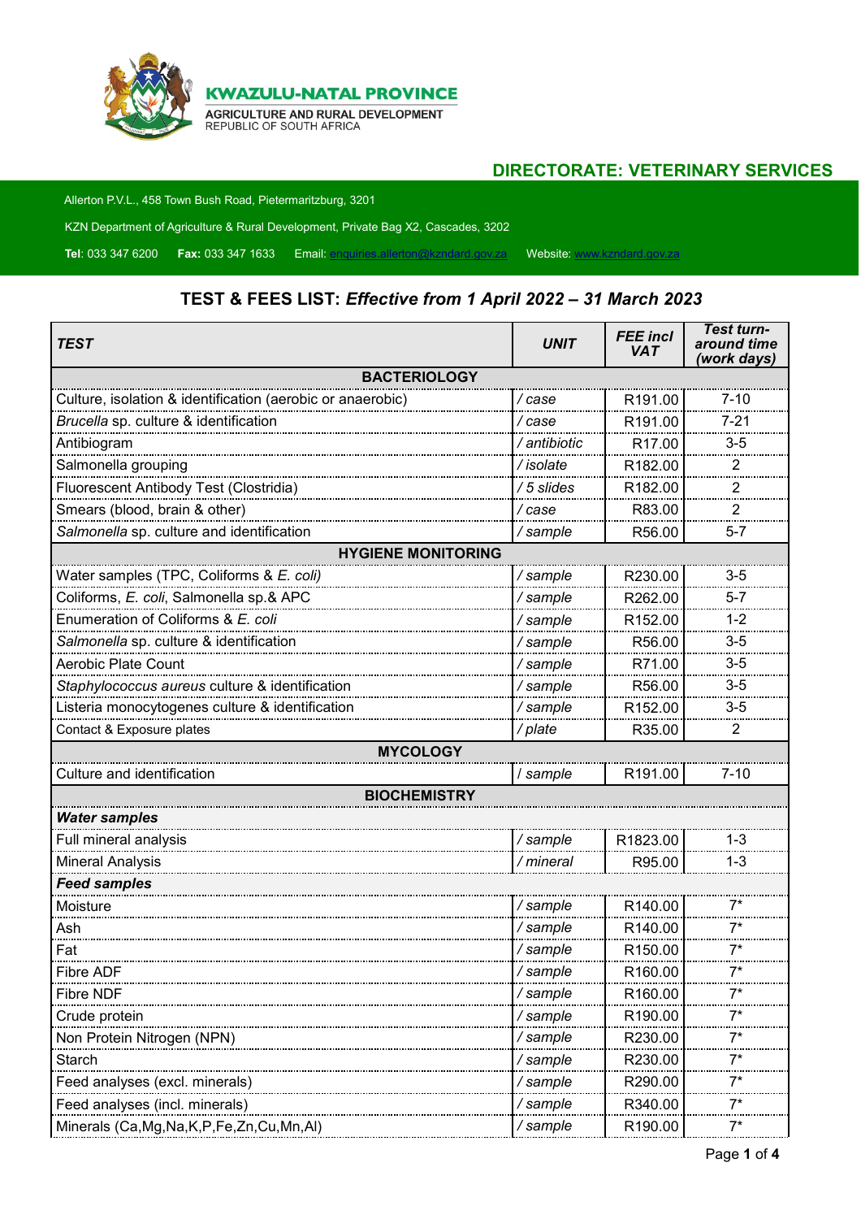**KWAZULU-NATAL PROVINCE**
AGRICULTURE AND RURAL DEVELOPMENT
REPUBLIC OF SOUTH AFRICA

## DIRECTORATE: VETERINARY SERVICES

Allerton P.V.L., 458 Town Bush Road, Pietermaritzburg, 3201

KZN Department of Agriculture & Rural Development, Private Bag X2, Cascades, 3202

**Tel**: 033 347 6200 **Fax:** 033 347 1633 Email: enquiries.allerton@kzndard.gov.za Website: www.kzndard.gov.za

# TEST & FEES LIST: *Effective from 1 April 2022 – 31 March 2023*

| *TEST* | *UNIT* | *FEE incl VAT* | *Test turn-around time (work days)* |
|---|---|---|---|
| **BACTERIOLOGY** | | | |
| Culture, isolation & identification (aerobic or anaerobic) | */ case* | R191.00 | 7-10 |
| *Brucella* sp. culture & identification | */ case* | R191.00 | 7-21 |
| Antibiogram | */ antibiotic* | R17.00 | 3-5 |
| Salmonella grouping | */ isolate* | R182.00 | 2 |
| Fluorescent Antibody Test (Clostridia) | */ 5 slides* | R182.00 | 2 |
| Smears (blood, brain & other) | */ case* | R83.00 | 2 |
| *Salmonella* sp. culture and identification | */ sample* | R56.00 | 5-7 |
| **HYGIENE MONITORING** | | | |
| Water samples (TPC, Coliforms & *E. coli)* | */ sample* | R230.00 | 3-5 |
| Coliforms, *E. coli*, Salmonella sp.& APC | */ sample* | R262.00 | 5-7 |
| Enumeration of Coliforms & *E. coli* | */ sample* | R152.00 | 1-2 |
| *Salmonella* sp. culture & identification | */ sample* | R56.00 | 3-5 |
| Aerobic Plate Count | */ sample* | R71.00 | 3-5 |
| *Staphylococcus aureus* culture & identification | */ sample* | R56.00 | 3-5 |
| Listeria monocytogenes culture & identification | */ sample* | R152.00 | 3-5 |
| Contact & Exposure plates | */ plate* | R35.00 | 2 |
| **MYCOLOGY** | | | |
| Culture and identification | */ sample* | R191.00 | 7-10 |
| **BIOCHEMISTRY** | | | |
| ***Water samples*** | | | |
| Full mineral analysis | */ sample* | R1823.00 | 1-3 |
| Mineral Analysis | */ mineral* | R95.00 | 1-3 |
| ***Feed samples*** | | | |
| Moisture | */ sample* | R140.00 | 7* |
| Ash | */ sample* | R140.00 | 7* |
| Fat | */ sample* | R150.00 | 7* |
| Fibre ADF | */ sample* | R160.00 | 7* |
| Fibre NDF | */ sample* | R160.00 | 7* |
| Crude protein | */ sample* | R190.00 | 7* |
| Non Protein Nitrogen (NPN) | */ sample* | R230.00 | 7* |
| Starch | */ sample* | R230.00 | 7* |
| Feed analyses (excl. minerals) | */ sample* | R290.00 | 7* |
| Feed analyses (incl. minerals) | */ sample* | R340.00 | 7* |
| Minerals (Ca,Mg,Na,K,P,Fe,Zn,Cu,Mn,Al) | */ sample* | R190.00 | 7* |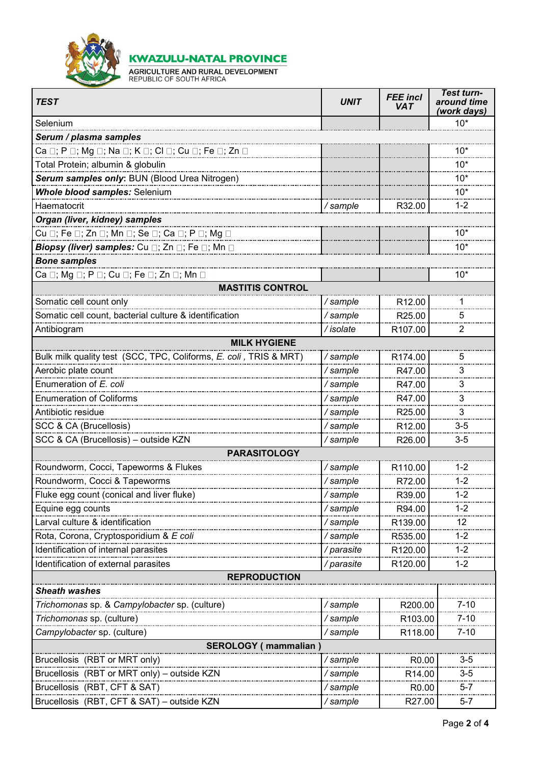**KWAZULU-NATAL PROVINCE**

AGRICULTURE AND RURAL DEVELOPMENT
REPUBLIC OF SOUTH AFRICA

| TEST | UNIT | FEE incl VAT | Test turn-around time (work days) |
|---|---|---|---|
| Selenium | | | 10* |
| ***Serum / plasma samples*** | | | |
| Ca □; P □; Mg □; Na □; K □; Cl □; Cu □; Fe □; Zn □ | | | 10* |
| Total Protein; albumin & globulin | | | 10* |
| ***Serum samples only*: BUN (Blood Urea Nitrogen)** | | | 10* |
| ***Whole blood samples:*** Selenium | | | 10* |
| Haematocrit | */ sample* | R32.00 | 1-2 |
| ***Organ (liver, kidney) samples*** | | | |
| Cu □; Fe □; Zn □; Mn □; Se □; Ca □; P □; Mg □ | | | 10* |
| ***Biopsy (liver) samples:*** Cu □; Zn □; Fe □; Mn □ | | | 10* |
| ***Bone samples*** | | | |
| Ca □; Mg □; P □; Cu □; Fe □; Zn □; Mn □ | | | 10* |
| **MASTITIS CONTROL** | | | |
| Somatic cell count only | */ sample* | R12.00 | 1 |
| Somatic cell count, bacterial culture & identification | */ sample* | R25.00 | 5 |
| Antibiogram | */ isolate* | R107.00 | 2 |
| **MILK HYGIENE** | | | |
| Bulk milk quality test (SCC, TPC, Coliforms, *E. coli* , TRIS & MRT) | */ sample* | R174.00 | 5 |
| Aerobic plate count | */ sample* | R47.00 | 3 |
| Enumeration of *E. coli* | */ sample* | R47.00 | 3 |
| Enumeration of Coliforms | */ sample* | R47.00 | 3 |
| Antibiotic residue | */ sample* | R25.00 | 3 |
| SCC & CA (Brucellosis) | */ sample* | R12.00 | 3-5 |
| SCC & CA (Brucellosis) – outside KZN | */ sample* | R26.00 | 3-5 |
| **PARASITOLOGY** | | | |
| Roundworm, Cocci, Tapeworms & Flukes | */ sample* | R110.00 | 1-2 |
| Roundworm, Cocci & Tapeworms | */ sample* | R72.00 | 1-2 |
| Fluke egg count (conical and liver fluke) | */ sample* | R39.00 | 1-2 |
| Equine egg counts | */ sample* | R94.00 | 1-2 |
| Larval culture & identification | */ sample* | R139.00 | 12 |
| Rota, Corona, Cryptosporidium & *E coli* | */ sample* | R535.00 | 1-2 |
| Identification of internal parasites | */ parasite* | R120.00 | 1-2 |
| Identification of external parasites | */ parasite* | R120.00 | 1-2 |
| **REPRODUCTION** | | | |
| ***Sheath washes*** | | | |
| *Trichomonas* sp. & *Campylobacter* sp. (culture) | */ sample* | R200.00 | 7-10 |
| *Trichomonas* sp. (culture) | */ sample* | R103.00 | 7-10 |
| *Campylobacter* sp. (culture) | */ sample* | R118.00 | 7-10 |
| **SEROLOGY ( mammalian )** | | | |
| Brucellosis (RBT or MRT only) | */ sample* | R0.00 | 3-5 |
| Brucellosis (RBT or MRT only) – outside KZN | */ sample* | R14.00 | 3-5 |
| Brucellosis (RBT, CFT & SAT) | */ sample* | R0.00 | 5-7 |
| Brucellosis (RBT, CFT & SAT) – outside KZN | */ sample* | R27.00 | 5-7 |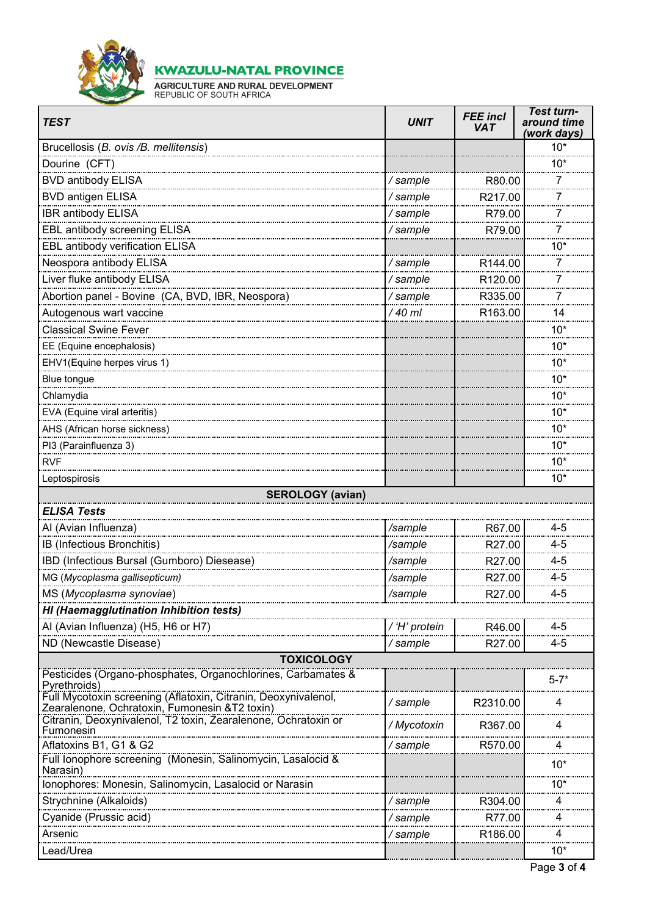**KWAZULU-NATAL PROVINCE**

AGRICULTURE AND RURAL DEVELOPMENT
REPUBLIC OF SOUTH AFRICA

| ***TEST*** | ***UNIT*** | ***FEE incl VAT*** | ***Test turn-around time (work days)*** |
|---|---|---|---|
| Brucellosis (*B. ovis /B. mellitensis*) | | | 10* |
| Dourine (CFT) | | | 10* |
| BVD antibody ELISA | */ sample* | R80.00 | 7 |
| BVD antigen ELISA | */ sample* | R217.00 | 7 |
| IBR antibody ELISA | */ sample* | R79.00 | 7 |
| EBL antibody screening ELISA | */ sample* | R79.00 | 7 |
| EBL antibody verification ELISA | | | 10* |
| Neospora antibody ELISA | */ sample* | R144.00 | 7 |
| Liver fluke antibody ELISA | */ sample* | R120.00 | 7 |
| Abortion panel - Bovine (CA, BVD, IBR, Neospora) | */ sample* | R335.00 | 7 |
| Autogenous wart vaccine | */ 40 ml* | R163.00 | 14 |
| Classical Swine Fever | | | 10* |
| EE (Equine encephalosis) | | | 10* |
| EHV1(Equine herpes virus 1) | | | 10* |
| Blue tongue | | | 10* |
| Chlamydia | | | 10* |
| EVA (Equine viral arteritis) | | | 10* |
| AHS (African horse sickness) | | | 10* |
| PI3 (Parainfluenza 3) | | | 10* |
| RVF | | | 10* |
| Leptospirosis | | | 10* |
| **SEROLOGY (avian)** | | | |
| ***ELISA Tests*** | | | |
| AI (Avian Influenza) | */sample* | R67.00 | 4-5 |
| IB (Infectious Bronchitis) | */sample* | R27.00 | 4-5 |
| IBD (Infectious Bursal (Gumboro) Diesease) | */sample* | R27.00 | 4-5 |
| MG (*Mycoplasma gallisepticum*) | */sample* | R27.00 | 4-5 |
| MS (*Mycoplasma synoviae*) | */sample* | R27.00 | 4-5 |
| ***HI (Haemagglutination Inhibition tests)*** | | | |
| AI (Avian Influenza) (H5, H6 or H7) | */ 'H' protein* | R46.00 | 4-5 |
| ND (Newcastle Disease) | */ sample* | R27.00 | 4-5 |
| **TOXICOLOGY** | | | |
| Pesticides (Organo-phosphates, Organochlorines, Carbamates & Pyrethroids) | | | 5-7* |
| Full Mycotoxin screening (Aflatoxin, Citranin, Deoxynivalenol, Zearalenone, Ochratoxin, Fumonesin &T2 toxin) | */ sample* | R2310.00 | 4 |
| Citranin, Deoxynivalenol, T2 toxin, Zearalenone, Ochratoxin or Fumonesin | */ Mycotoxin* | R367.00 | 4 |
| Aflatoxins B1, G1 & G2 | */ sample* | R570.00 | 4 |
| Full Ionophore screening (Monesin, Salinomycin, Lasalocid & Narasin) | | | 10* |
| Ionophores: Monesin, Salinomycin, Lasalocid or Narasin | | | 10* |
| Strychnine (Alkaloids) | */ sample* | R304.00 | 4 |
| Cyanide (Prussic acid) | */ sample* | R77.00 | 4 |
| Arsenic | */ sample* | R186.00 | 4 |
| Lead/Urea | | | 10* |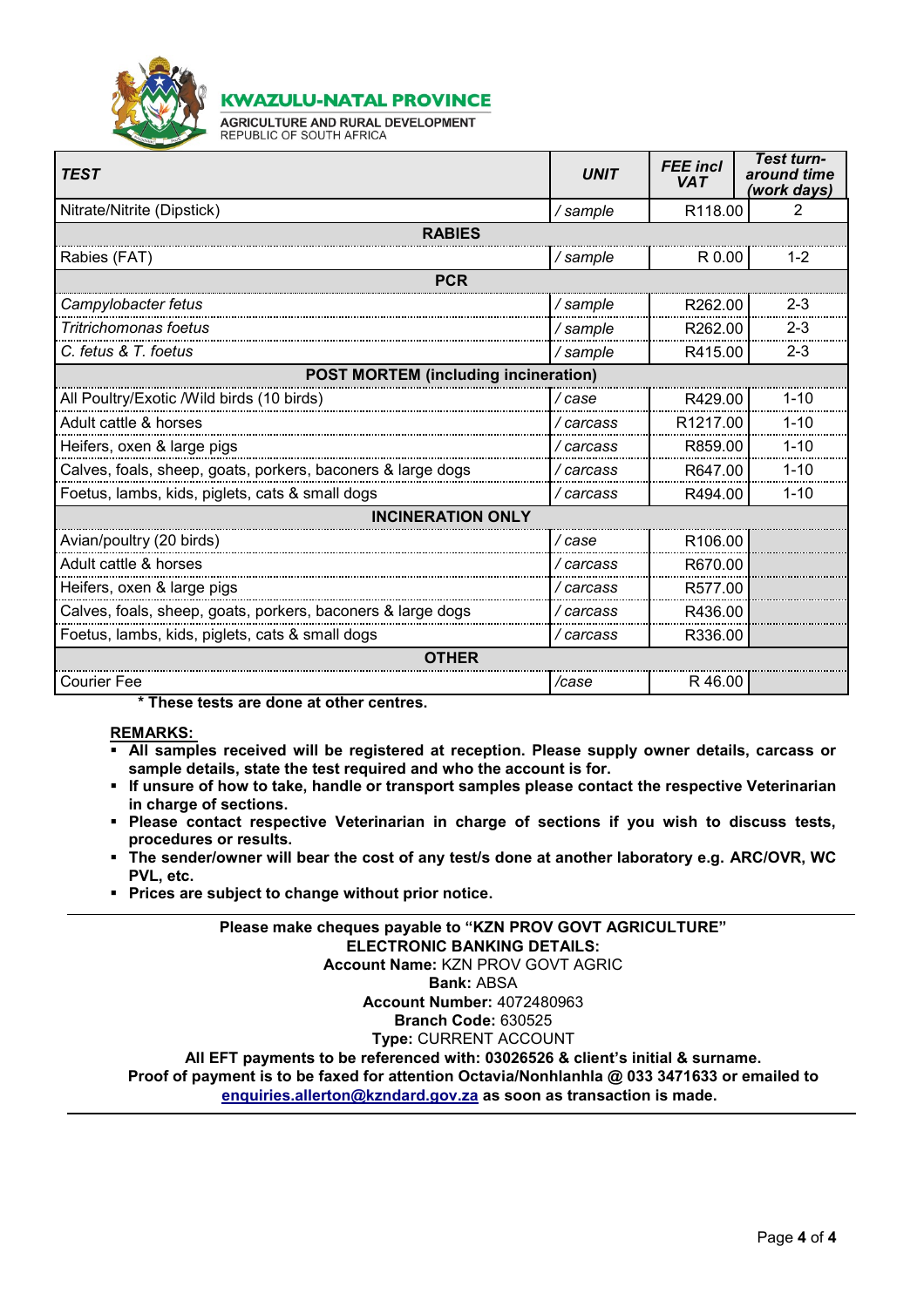**KWAZULU-NATAL PROVINCE**

AGRICULTURE AND RURAL DEVELOPMENT
REPUBLIC OF SOUTH AFRICA

| *TEST* | *UNIT* | *FEE incl VAT* | *Test turn-around time (work days)* |
|---|---|---|---|
| Nitrate/Nitrite (Dipstick) | */ sample* | R118.00 | 2 |
| **RABIES** | | | |
| Rabies (FAT) | */ sample* | R 0.00 | 1-2 |
| **PCR** | | | |
| *Campylobacter fetus* | */ sample* | R262.00 | 2-3 |
| *Tritrichomonas foetus* | */ sample* | R262.00 | 2-3 |
| *C. fetus & T. foetus* | */ sample* | R415.00 | 2-3 |
| **POST MORTEM (including incineration)** | | | |
| All Poultry/Exotic /Wild birds (10 birds) | */ case* | R429.00 | 1-10 |
| Adult cattle & horses | */ carcass* | R1217.00 | 1-10 |
| Heifers, oxen & large pigs | */ carcass* | R859.00 | 1-10 |
| Calves, foals, sheep, goats, porkers, baconers & large dogs | */ carcass* | R647.00 | 1-10 |
| Foetus, lambs, kids, piglets, cats & small dogs | */ carcass* | R494.00 | 1-10 |
| **INCINERATION ONLY** | | | |
| Avian/poultry (20 birds) | */ case* | R106.00 | |
| Adult cattle & horses | */ carcass* | R670.00 | |
| Heifers, oxen & large pigs | */ carcass* | R577.00 | |
| Calves, foals, sheep, goats, porkers, baconers & large dogs | */ carcass* | R436.00 | |
| Foetus, lambs, kids, piglets, cats & small dogs | */ carcass* | R336.00 | |
| **OTHER** | | | |
| Courier Fee | */case* | R 46.00 | |

**\* These tests are done at other centres.**

**REMARKS:**

- **All samples received will be registered at reception. Please supply owner details, carcass or sample details, state the test required and who the account is for.**
- **If unsure of how to take, handle or transport samples please contact the respective Veterinarian in charge of sections.**
- **Please contact respective Veterinarian in charge of sections if you wish to discuss tests, procedures or results.**
- **The sender/owner will bear the cost of any test/s done at another laboratory e.g. ARC/OVR, WC PVL, etc.**
- **Prices are subject to change without prior notice.**

---

**Please make cheques payable to "KZN PROV GOVT AGRICULTURE"**
**ELECTRONIC BANKING DETAILS:**
**Account Name:** KZN PROV GOVT AGRIC
**Bank:** ABSA
**Account Number:** 4072480963
**Branch Code:** 630525
**Type:** CURRENT ACCOUNT
**All EFT payments to be referenced with: 03026526 & client's initial & surname.**
**Proof of payment is to be faxed for attention Octavia/Nonhlanhla @ 033 3471633 or emailed to enquiries.allerton@kzndard.gov.za as soon as transaction is made.**